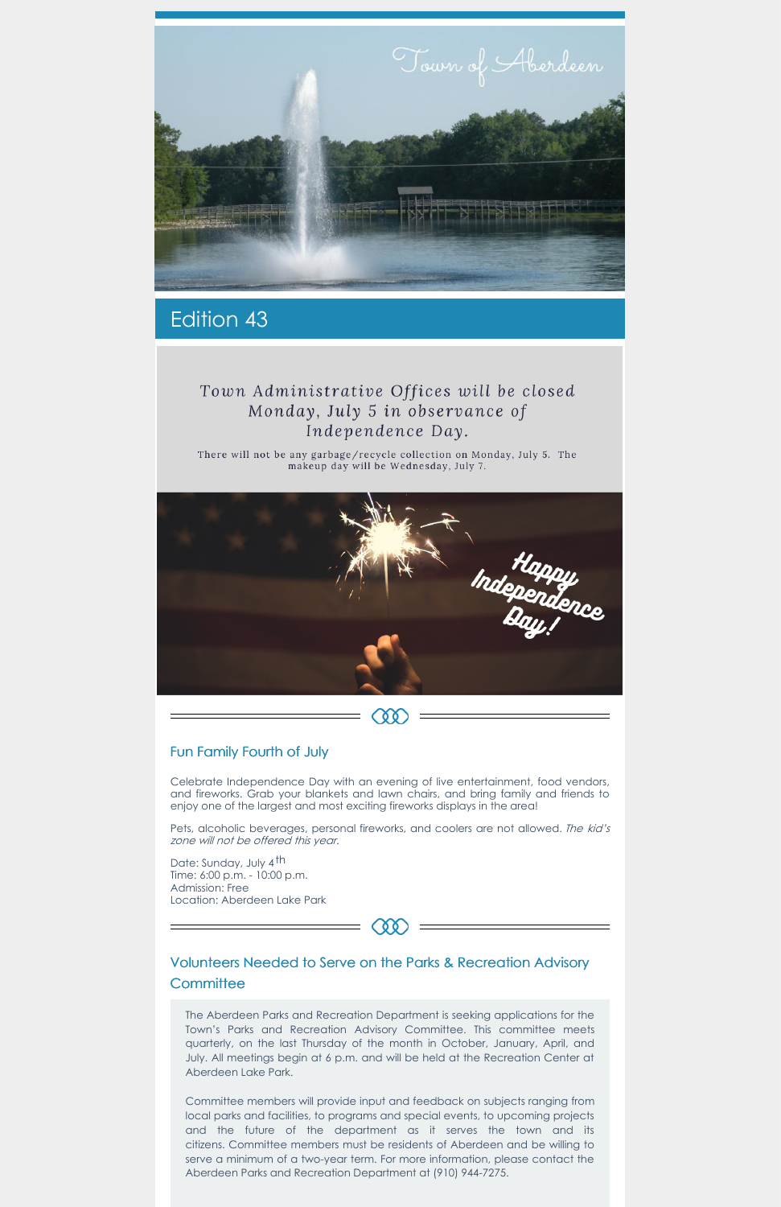Town of Aberdeen

# Edition 43

**Town Administrative Offices will be closed Monday, July 5 in observance of Independence Day.**

There will not be any garbage/recycle collection on Monday, July 5. The makeup day will be Wednesday, July 7.

Happy Independence Day!

## Fun Family Fourth of July

Celebrate Independence Day with an evening of live entertainment, food vendors, and fireworks. Grab your blankets and lawn chairs, and bring family and friends to enjoy one of the largest and most exciting fireworks displays in the area!

Pets, alcoholic beverages, personal fireworks, and coolers are not allowed. *The kid's zone will not be offered this year.*

Date: Sunday, July 4th
Time: 6:00 p.m. - 10:00 p.m.
Admission: Free
Location: Aberdeen Lake Park

## Volunteers Needed to Serve on the Parks & Recreation Advisory Committee

The Aberdeen Parks and Recreation Department is seeking applications for the Town's Parks and Recreation Advisory Committee. This committee meets quarterly, on the last Thursday of the month in October, January, April, and July. All meetings begin at 6 p.m. and will be held at the Recreation Center at Aberdeen Lake Park.

Committee members will provide input and feedback on subjects ranging from local parks and facilities, to programs and special events, to upcoming projects and the future of the department as it serves the town and its citizens. Committee members must be residents of Aberdeen and be willing to serve a minimum of a two-year term. For more information, please contact the Aberdeen Parks and Recreation Department at (910) 944-7275.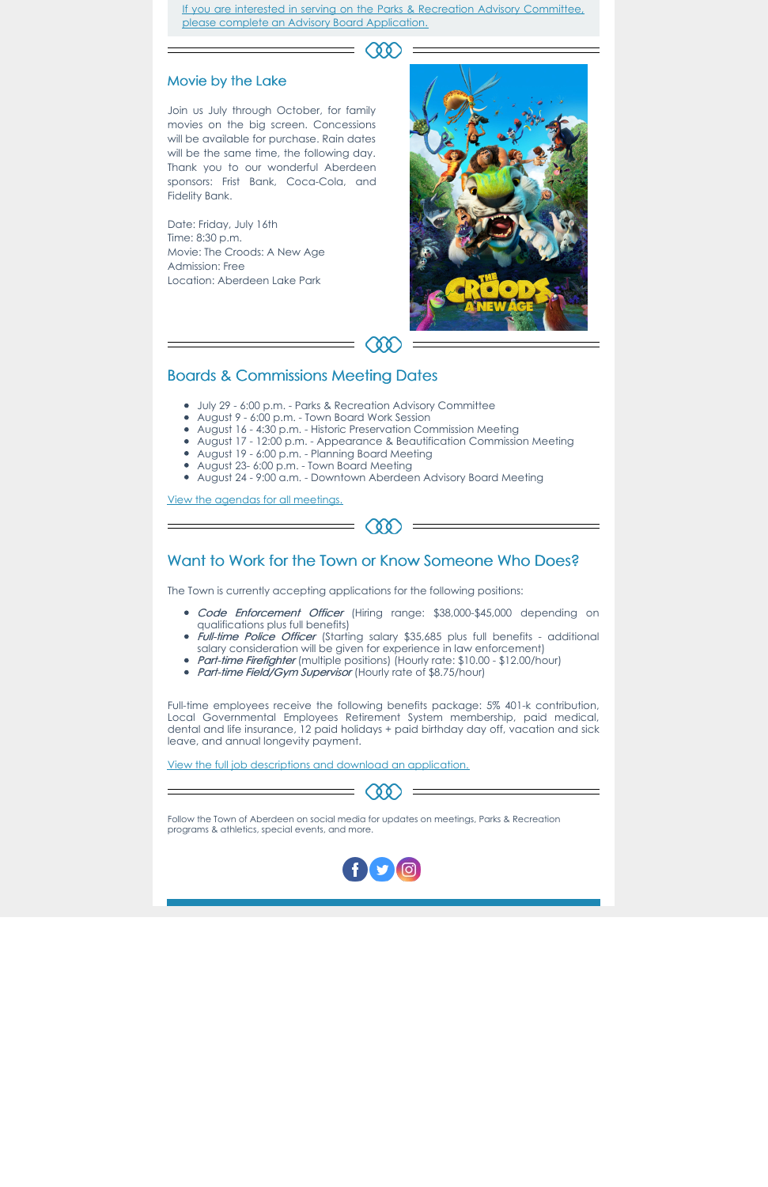[If you are interested in serving on the Parks & Recreation Advisory Committee, please complete an Advisory Board Application.]

## Movie by the Lake

Join us July through October, for family movies on the big screen. Concessions will be available for purchase. Rain dates will be the same time, the following day. Thank you to our wonderful Aberdeen sponsors: Frist Bank, Coca-Cola, and Fidelity Bank.

Date: Friday, July 16th
Time: 8:30 p.m.
Movie: The Croods: A New Age
Admission: Free
Location: Aberdeen Lake Park

## Boards & Commissions Meeting Dates

- July 29 - 6:00 p.m. - Parks & Recreation Advisory Committee
- August 9 - 6:00 p.m. - Town Board Work Session
- August 16 - 4:30 p.m. - Historic Preservation Commission Meeting
- August 17 - 12:00 p.m. - Appearance & Beautification Commission Meeting
- August 19 - 6:00 p.m. - Planning Board Meeting
- August 23- 6:00 p.m. - Town Board Meeting
- August 24 - 9:00 a.m. - Downtown Aberdeen Advisory Board Meeting

View the agendas for all meetings.

## Want to Work for the Town or Know Someone Who Does?

The Town is currently accepting applications for the following positions:

- *Code Enforcement Officer* (Hiring range: $38,000-$45,000 depending on qualifications plus full benefits)
- *Full-time Police Officer* (Starting salary $35,685 plus full benefits - additional salary consideration will be given for experience in law enforcement)
- *Part-time Firefighter* (multiple positions) (Hourly rate: $10.00 - $12.00/hour)
- *Part-time Field/Gym Supervisor* (Hourly rate of $8.75/hour)

Full-time employees receive the following benefits package: 5% 401-k contribution, Local Governmental Employees Retirement System membership, paid medical, dental and life insurance, 12 paid holidays + paid birthday day off, vacation and sick leave, and annual longevity payment.

View the full job descriptions and download an application.

Follow the Town of Aberdeen on social media for updates on meetings, Parks & Recreation programs & athletics, special events, and more.